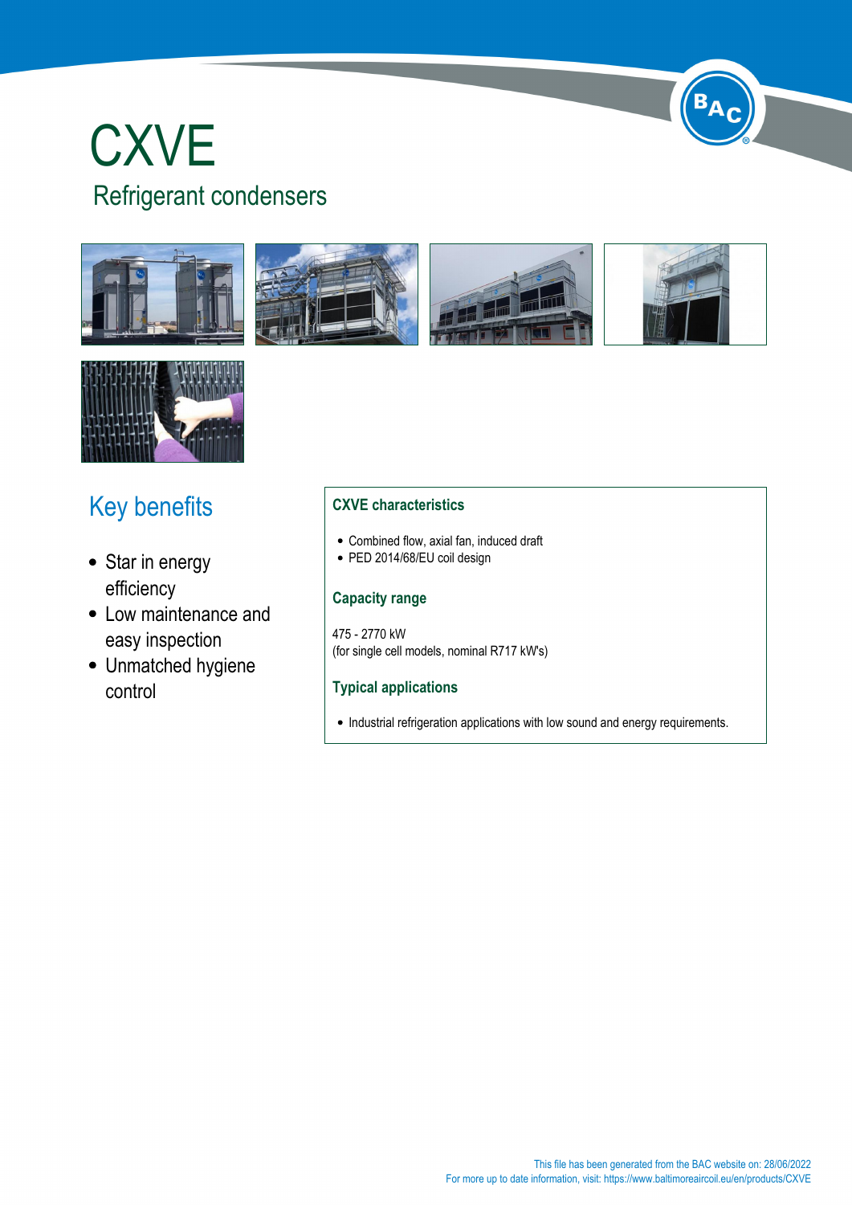# CXVE

## Refrigerant condensers

## Key benefits

- Star in energy efficiency
- Low maintenance and easy inspection
- Unmatched hygiene control

### CXVE characteristics

- Combined flow, axial fan, induced draft
- PED 2014/68/EU coil design

### Capacity range

475 - 2770 kW
(for single cell models, nominal R717 kW's)

### Typical applications

- Industrial refrigeration applications with low sound and energy requirements.

This file has been generated from the BAC website on: 28/06/2022
For more up to date information, visit: https://www.baltimoreaircoil.eu/en/products/CXVE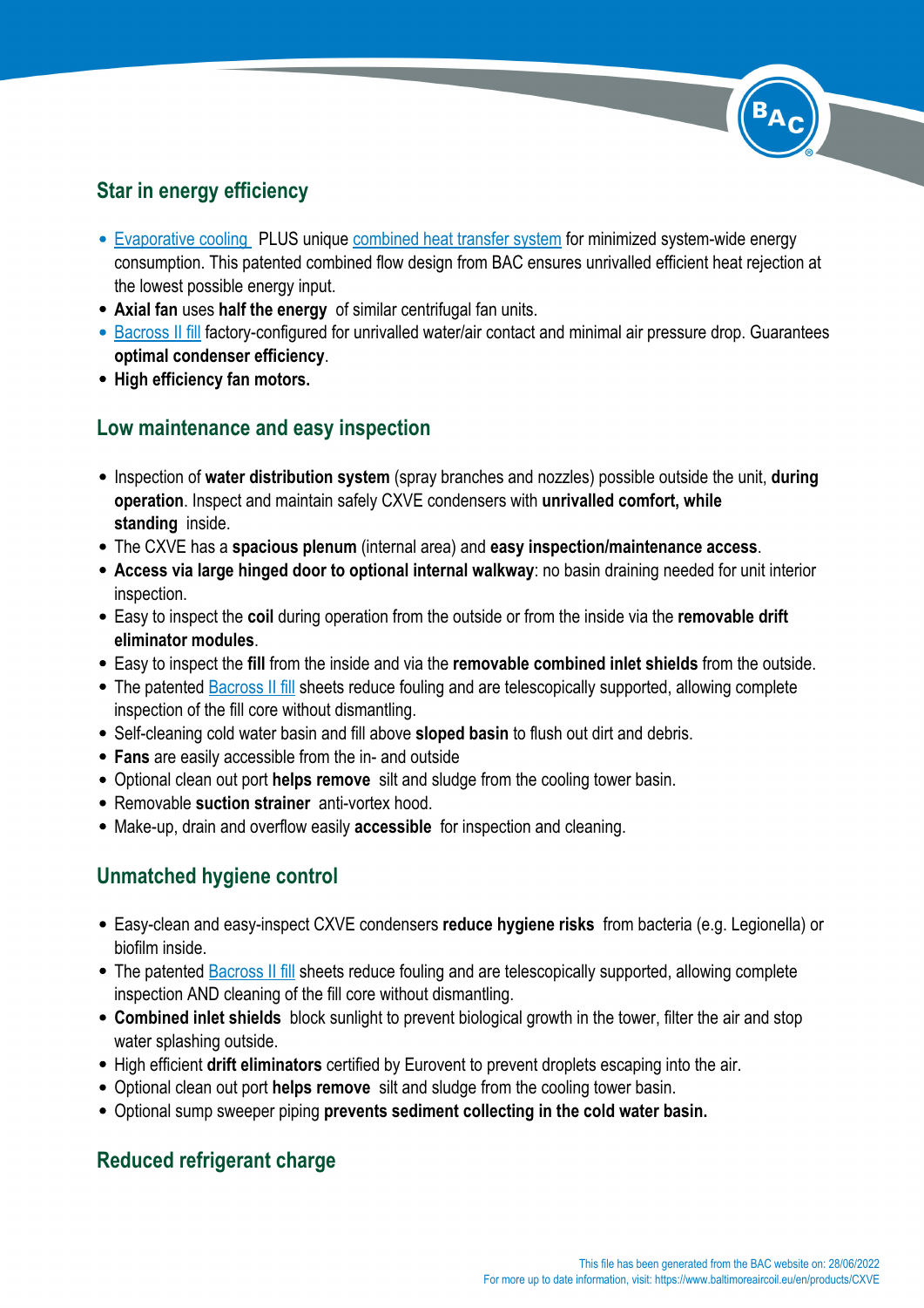## Star in energy efficiency

- Evaporative cooling PLUS unique combined heat transfer system for minimized system-wide energy consumption. This patented combined flow design from BAC ensures unrivalled efficient heat rejection at the lowest possible energy input.
- **Axial fan** uses **half the energy** of similar centrifugal fan units.
- Bacross II fill factory-configured for unrivalled water/air contact and minimal air pressure drop. Guarantees **optimal condenser efficiency**.
- **High efficiency fan motors.**

## Low maintenance and easy inspection

- Inspection of **water distribution system** (spray branches and nozzles) possible outside the unit, **during operation**. Inspect and maintain safely CXVE condensers with **unrivalled comfort, while standing** inside.
- The CXVE has a **spacious plenum** (internal area) and **easy inspection/maintenance access**.
- **Access via large hinged door to optional internal walkway**: no basin draining needed for unit interior inspection.
- Easy to inspect the **coil** during operation from the outside or from the inside via the **removable drift eliminator modules**.
- Easy to inspect the **fill** from the inside and via the **removable combined inlet shields** from the outside.
- The patented Bacross II fill sheets reduce fouling and are telescopically supported, allowing complete inspection of the fill core without dismantling.
- Self-cleaning cold water basin and fill above **sloped basin** to flush out dirt and debris.
- **Fans** are easily accessible from the in- and outside
- Optional clean out port **helps remove** silt and sludge from the cooling tower basin.
- Removable **suction strainer** anti-vortex hood.
- Make-up, drain and overflow easily **accessible** for inspection and cleaning.

## Unmatched hygiene control

- Easy-clean and easy-inspect CXVE condensers **reduce hygiene risks** from bacteria (e.g. Legionella) or biofilm inside.
- The patented Bacross II fill sheets reduce fouling and are telescopically supported, allowing complete inspection AND cleaning of the fill core without dismantling.
- **Combined inlet shields** block sunlight to prevent biological growth in the tower, filter the air and stop water splashing outside.
- High efficient **drift eliminators** certified by Eurovent to prevent droplets escaping into the air.
- Optional clean out port **helps remove** silt and sludge from the cooling tower basin.
- Optional sump sweeper piping **prevents sediment collecting in the cold water basin.**

## Reduced refrigerant charge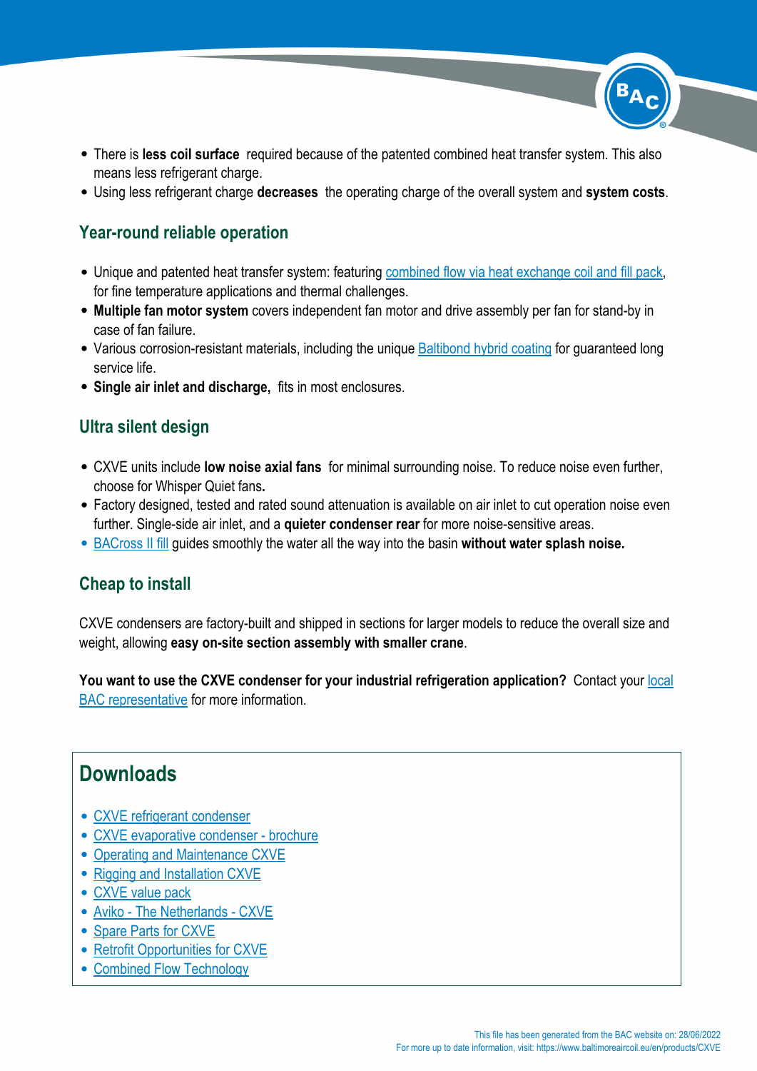- There is **less coil surface** required because of the patented combined heat transfer system. This also means less refrigerant charge.
- Using less refrigerant charge **decreases** the operating charge of the overall system and **system costs**.

## Year-round reliable operation

- Unique and patented heat transfer system: featuring combined flow via heat exchange coil and fill pack, for fine temperature applications and thermal challenges.
- **Multiple fan motor system** covers independent fan motor and drive assembly per fan for stand-by in case of fan failure.
- Various corrosion-resistant materials, including the unique Baltibond hybrid coating for guaranteed long service life.
- **Single air inlet and discharge,** fits in most enclosures.

## Ultra silent design

- CXVE units include **low noise axial fans** for minimal surrounding noise. To reduce noise even further, choose for Whisper Quiet fans**.**
- Factory designed, tested and rated sound attenuation is available on air inlet to cut operation noise even further. Single-side air inlet, and a **quieter condenser rear** for more noise-sensitive areas.
- BACross II fill guides smoothly the water all the way into the basin **without water splash noise.**

## Cheap to install

CXVE condensers are factory-built and shipped in sections for larger models to reduce the overall size and weight, allowing **easy on-site section assembly with smaller crane**.

**You want to use the CXVE condenser for your industrial refrigeration application?** Contact your local BAC representative for more information.

# Downloads

- CXVE refrigerant condenser
- CXVE evaporative condenser - brochure
- Operating and Maintenance CXVE
- Rigging and Installation CXVE
- CXVE value pack
- Aviko - The Netherlands - CXVE
- Spare Parts for CXVE
- Retrofit Opportunities for CXVE
- Combined Flow Technology

This file has been generated from the BAC website on: 28/06/2022
For more up to date information, visit: https://www.baltimoreaircoil.eu/en/products/CXVE